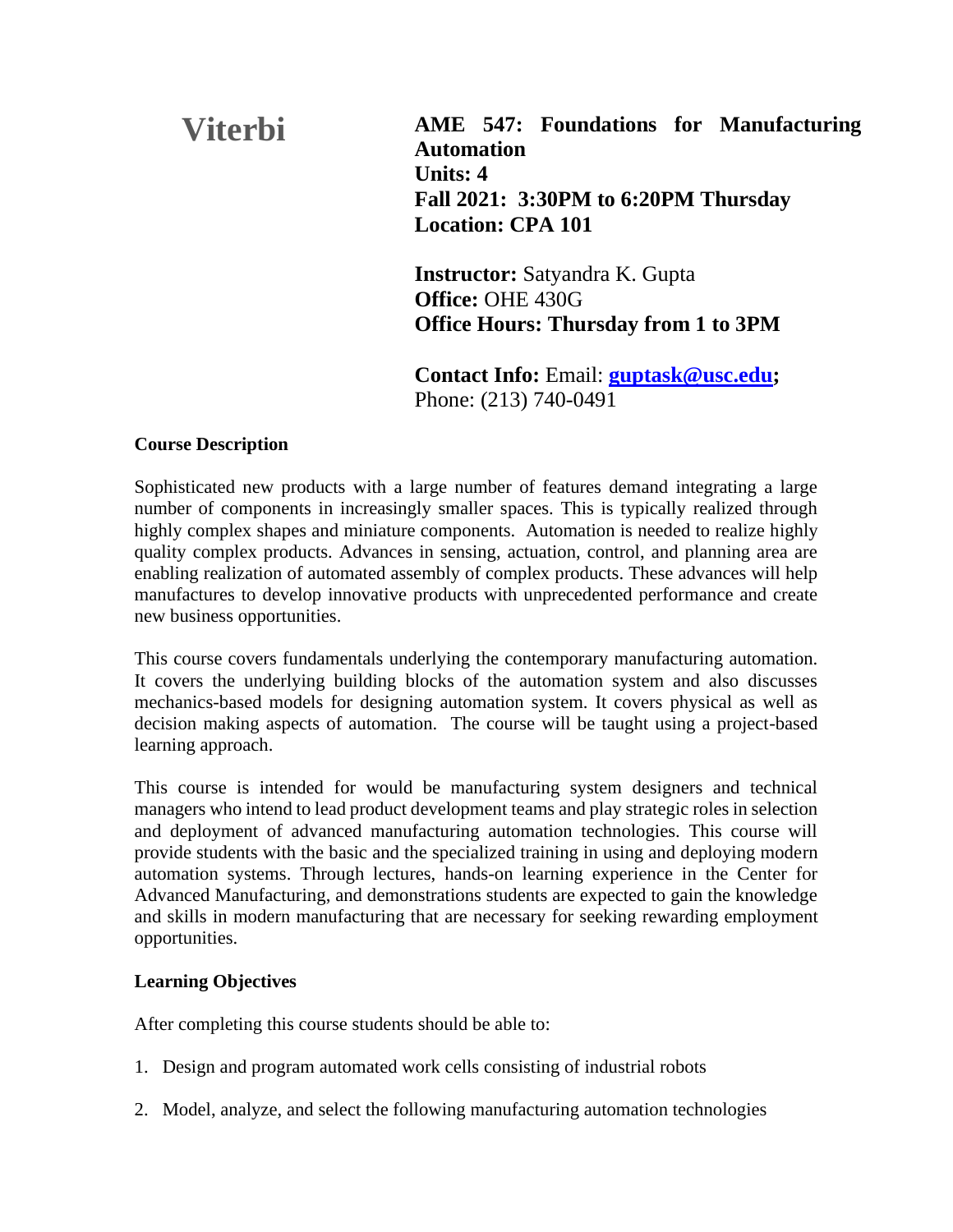**Viterbi**

**AME 547: Foundations for Manufacturing Automation**
**Units: 4**
**Fall 2021: 3:30PM to 6:20PM Thursday**
**Location: CPA 101**

**Instructor:** Satyandra K. Gupta
**Office:** OHE 430G
**Office Hours: Thursday from 1 to 3PM**

**Contact Info:** Email: **guptask@usc.edu;**
Phone: (213) 740-0491

**Course Description**

Sophisticated new products with a large number of features demand integrating a large number of components in increasingly smaller spaces. This is typically realized through highly complex shapes and miniature components. Automation is needed to realize highly quality complex products. Advances in sensing, actuation, control, and planning area are enabling realization of automated assembly of complex products. These advances will help manufactures to develop innovative products with unprecedented performance and create new business opportunities.

This course covers fundamentals underlying the contemporary manufacturing automation. It covers the underlying building blocks of the automation system and also discusses mechanics-based models for designing automation system. It covers physical as well as decision making aspects of automation. The course will be taught using a project-based learning approach.

This course is intended for would be manufacturing system designers and technical managers who intend to lead product development teams and play strategic roles in selection and deployment of advanced manufacturing automation technologies. This course will provide students with the basic and the specialized training in using and deploying modern automation systems. Through lectures, hands-on learning experience in the Center for Advanced Manufacturing, and demonstrations students are expected to gain the knowledge and skills in modern manufacturing that are necessary for seeking rewarding employment opportunities.

**Learning Objectives**

After completing this course students should be able to:

1. Design and program automated work cells consisting of industrial robots

2. Model, analyze, and select the following manufacturing automation technologies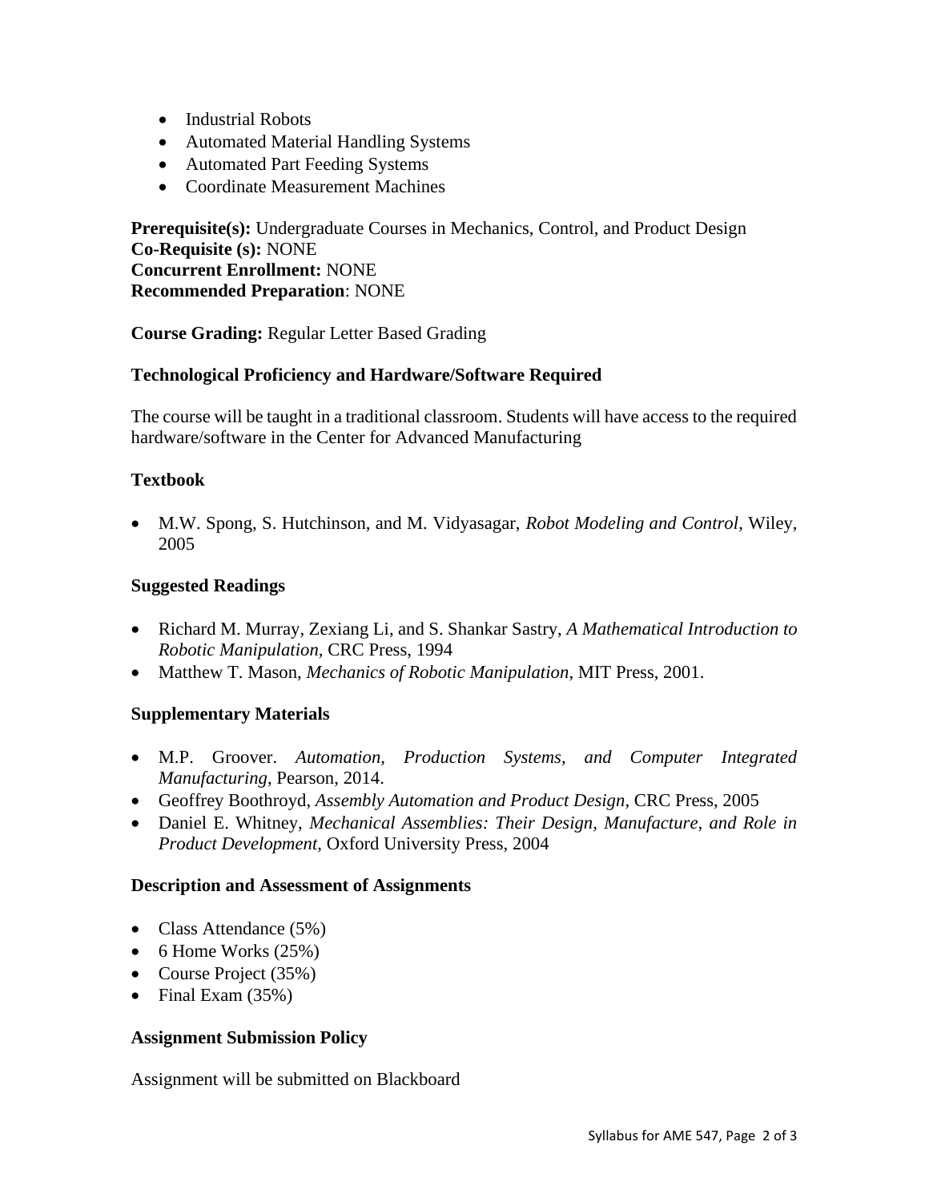- Industrial Robots
- Automated Material Handling Systems
- Automated Part Feeding Systems
- Coordinate Measurement Machines

**Prerequisite(s):** Undergraduate Courses in Mechanics, Control, and Product Design
**Co-Requisite (s):** NONE
**Concurrent Enrollment:** NONE
**Recommended Preparation**: NONE

**Course Grading:** Regular Letter Based Grading

**Technological Proficiency and Hardware/Software Required**

The course will be taught in a traditional classroom. Students will have access to the required hardware/software in the Center for Advanced Manufacturing

**Textbook**

- M.W. Spong, S. Hutchinson, and M. Vidyasagar, *Robot Modeling and Control*, Wiley, 2005

**Suggested Readings**

- Richard M. Murray, Zexiang Li, and S. Shankar Sastry, *A Mathematical Introduction to Robotic Manipulation*, CRC Press, 1994
- Matthew T. Mason, *Mechanics of Robotic Manipulation*, MIT Press, 2001.

**Supplementary Materials**

- M.P. Groover. *Automation, Production Systems, and Computer Integrated Manufacturing*, Pearson, 2014.
- Geoffrey Boothroyd, *Assembly Automation and Product Design*, CRC Press, 2005
- Daniel E. Whitney, *Mechanical Assemblies: Their Design, Manufacture, and Role in Product Development*, Oxford University Press, 2004

**Description and Assessment of Assignments**

- Class Attendance (5%)
- 6 Home Works (25%)
- Course Project (35%)
- Final Exam (35%)

**Assignment Submission Policy**

Assignment will be submitted on Blackboard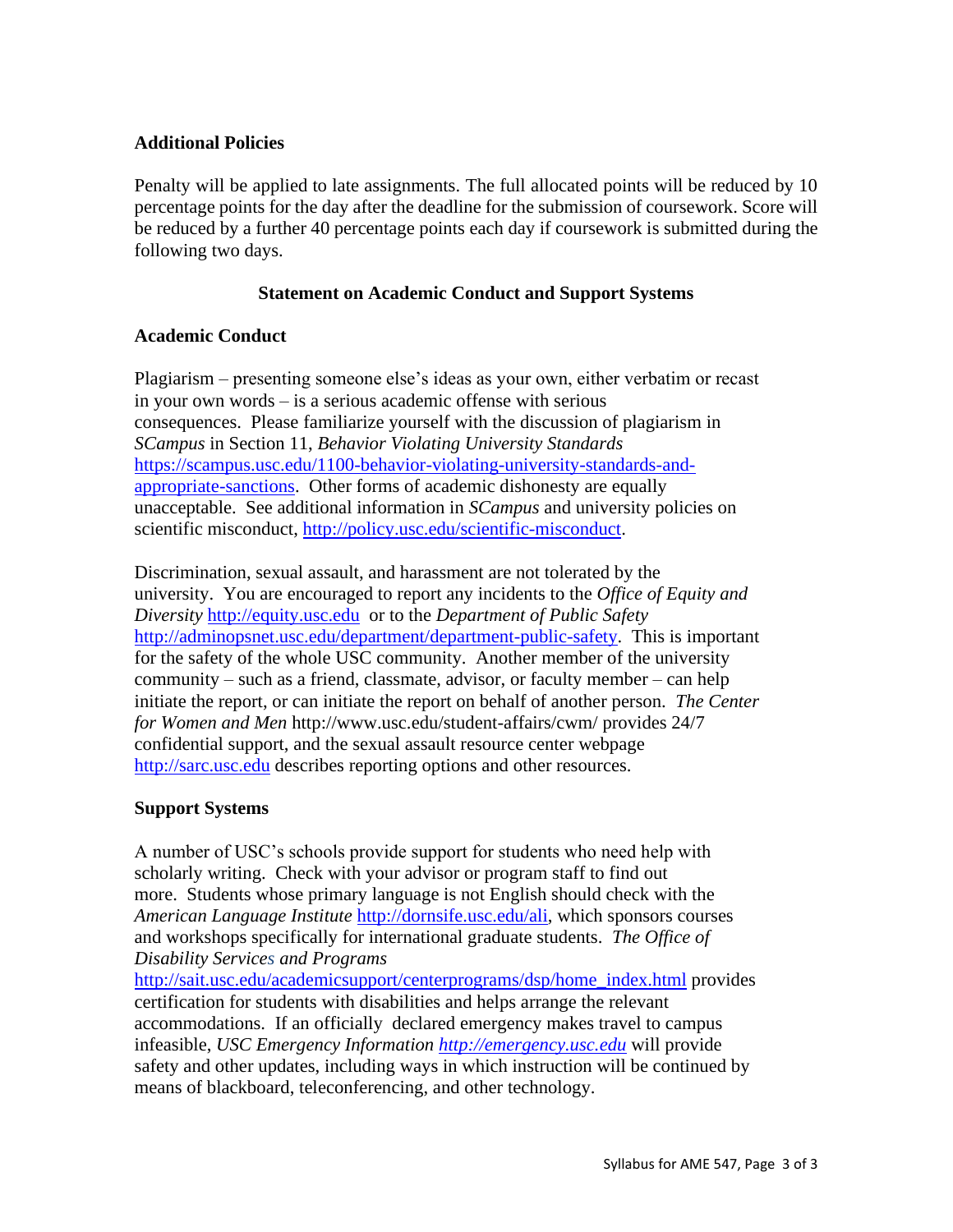**Additional Policies**

Penalty will be applied to late assignments. The full allocated points will be reduced by 10 percentage points for the day after the deadline for the submission of coursework. Score will be reduced by a further 40 percentage points each day if coursework is submitted during the following two days.

**Statement on Academic Conduct and Support Systems**

**Academic Conduct**

Plagiarism – presenting someone else's ideas as your own, either verbatim or recast in your own words – is a serious academic offense with serious consequences. Please familiarize yourself with the discussion of plagiarism in *SCampus* in Section 11, *Behavior Violating University Standards* https://scampus.usc.edu/1100-behavior-violating-university-standards-and-appropriate-sanctions. Other forms of academic dishonesty are equally unacceptable. See additional information in *SCampus* and university policies on scientific misconduct, http://policy.usc.edu/scientific-misconduct.

Discrimination, sexual assault, and harassment are not tolerated by the university. You are encouraged to report any incidents to the *Office of Equity and Diversity* http://equity.usc.edu or to the *Department of Public Safety* http://adminopsnet.usc.edu/department/department-public-safety. This is important for the safety of the whole USC community. Another member of the university community – such as a friend, classmate, advisor, or faculty member – can help initiate the report, or can initiate the report on behalf of another person. *The Center for Women and Men* http://www.usc.edu/student-affairs/cwm/ provides 24/7 confidential support, and the sexual assault resource center webpage http://sarc.usc.edu describes reporting options and other resources.

**Support Systems**

A number of USC's schools provide support for students who need help with scholarly writing. Check with your advisor or program staff to find out more. Students whose primary language is not English should check with the *American Language Institute* http://dornsife.usc.edu/ali, which sponsors courses and workshops specifically for international graduate students. *The Office of Disability Services and Programs* http://sait.usc.edu/academicsupport/centerprograms/dsp/home_index.html provides certification for students with disabilities and helps arrange the relevant accommodations. If an officially declared emergency makes travel to campus infeasible, *USC Emergency Information* *http://emergency.usc.edu* will provide safety and other updates, including ways in which instruction will be continued by means of blackboard, teleconferencing, and other technology.